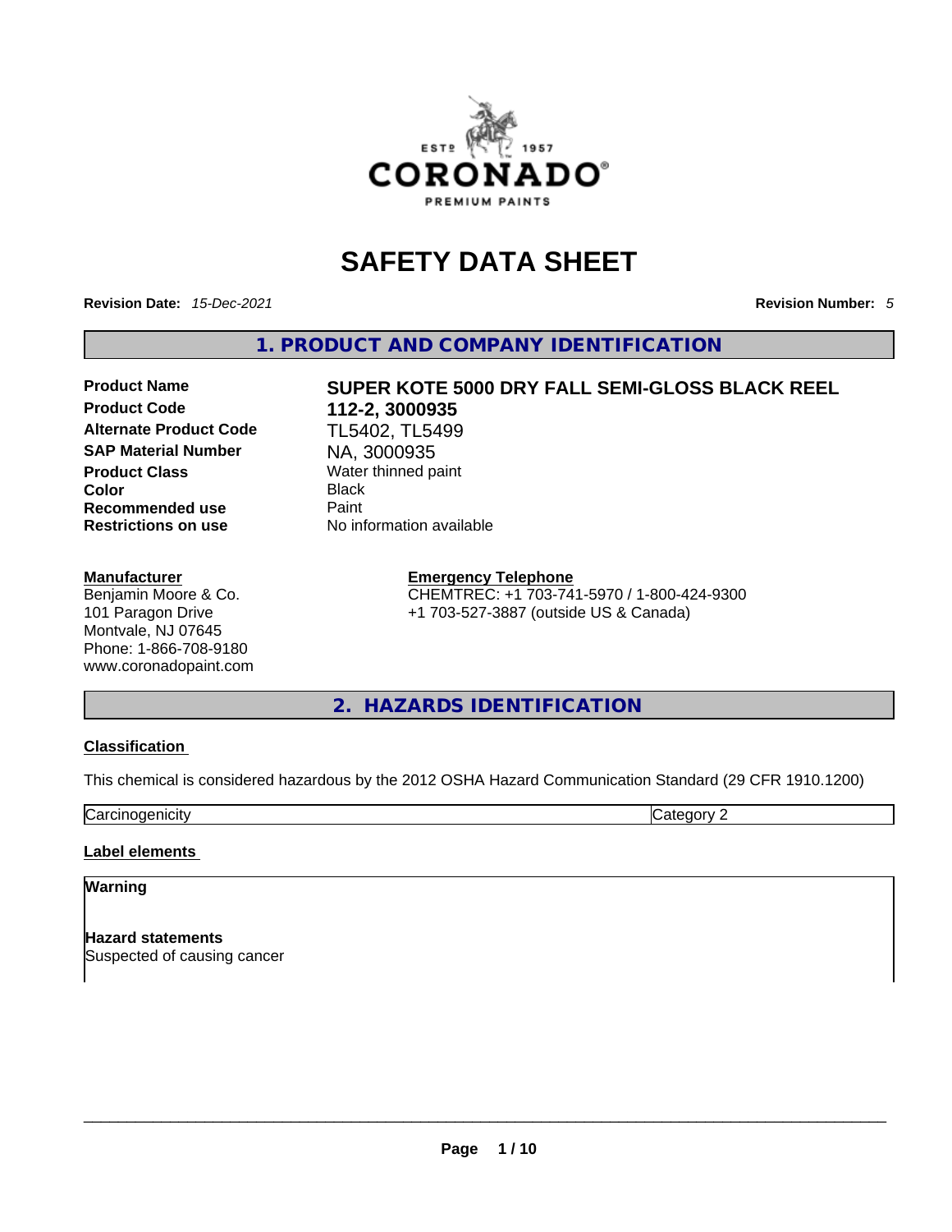# SAFETY DATA SHEET

**Revision Date:** *15-Dec-2021* **Revision Number:** *5*

## 1. PRODUCT AND COMPANY IDENTIFICATION

| | |
|---|---|
| **Product Name** | **SUPER KOTE 5000 DRY FALL SEMI-GLOSS BLACK REEL** |
| **Product Code** | **112-2, 3000935** |
| **Alternate Product Code** | TL5402, TL5499 |
| **SAP Material Number** | NA, 3000935 |
| **Product Class** | Water thinned paint |
| **Color** | Black |
| **Recommended use** | Paint |
| **Restrictions on use** | No information available |

**Manufacturer**
Benjamin Moore & Co.
101 Paragon Drive
Montvale, NJ 07645
Phone: 1-866-708-9180
www.coronadopaint.com

**Emergency Telephone**
CHEMTREC: +1 703-741-5970 / 1-800-424-9300
+1 703-527-3887 (outside US & Canada)

## 2. HAZARDS IDENTIFICATION

**Classification**

This chemical is considered hazardous by the 2012 OSHA Hazard Communication Standard (29 CFR 1910.1200)

| | |
|---|---|
| Carcinogenicity | Category 2 |

**Label elements**

**Warning**

**Hazard statements**
Suspected of causing cancer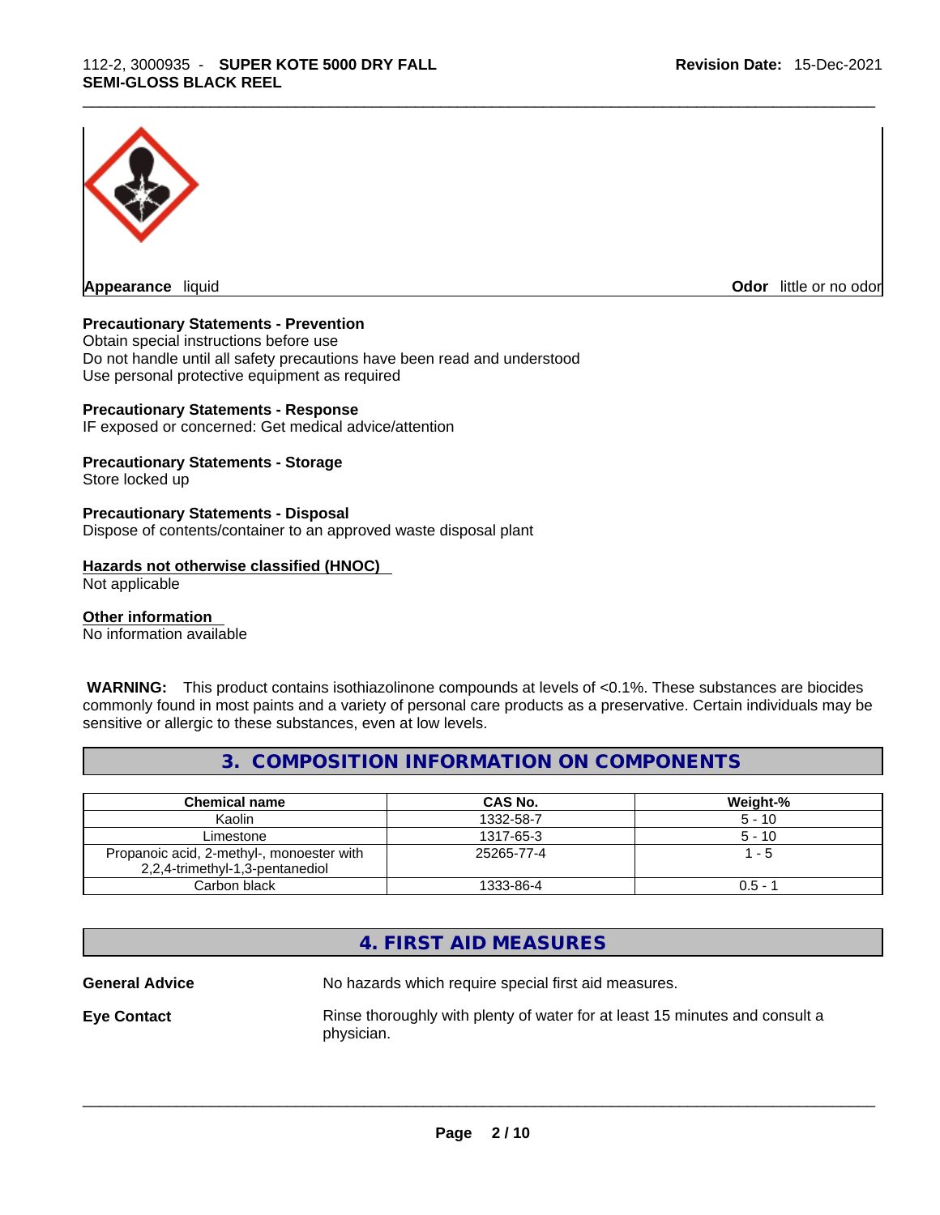**Appearance** liquid **Odor** little or no odor

**Precautionary Statements - Prevention**
Obtain special instructions before use
Do not handle until all safety precautions have been read and understood
Use personal protective equipment as required

**Precautionary Statements - Response**
IF exposed or concerned: Get medical advice/attention

**Precautionary Statements - Storage**
Store locked up

**Precautionary Statements - Disposal**
Dispose of contents/container to an approved waste disposal plant

**Hazards not otherwise classified (HNOC)**
Not applicable

**Other information**
No information available

**WARNING:** This product contains isothiazolinone compounds at levels of <0.1%. These substances are biocides commonly found in most paints and a variety of personal care products as a preservative. Certain individuals may be sensitive or allergic to these substances, even at low levels.

## 3. COMPOSITION INFORMATION ON COMPONENTS

| Chemical name | CAS No. | Weight-% |
| --- | --- | --- |
| Kaolin | 1332-58-7 | 5 - 10 |
| Limestone | 1317-65-3 | 5 - 10 |
| Propanoic acid, 2-methyl-, monoester with 2,2,4-trimethyl-1,3-pentanediol | 25265-77-4 | 1 - 5 |
| Carbon black | 1333-86-4 | 0.5 - 1 |

## 4. FIRST AID MEASURES

**General Advice** No hazards which require special first aid measures.

**Eye Contact** Rinse thoroughly with plenty of water for at least 15 minutes and consult a physician.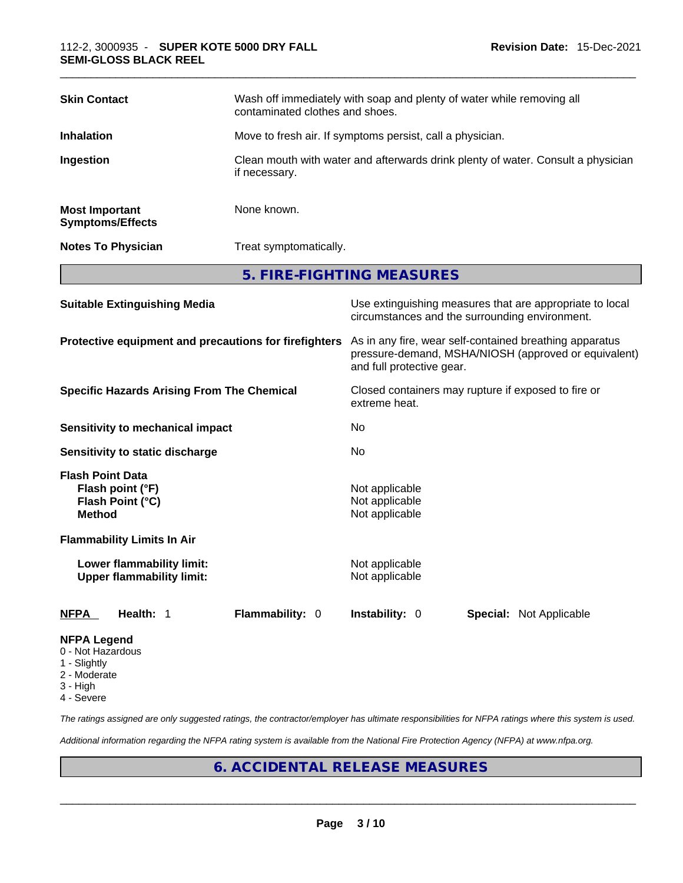| | |
|---|---|
| **Skin Contact** | Wash off immediately with soap and plenty of water while removing all contaminated clothes and shoes. |
| **Inhalation** | Move to fresh air. If symptoms persist, call a physician. |
| **Ingestion** | Clean mouth with water and afterwards drink plenty of water. Consult a physician if necessary. |
| **Most Important Symptoms/Effects** | None known. |
| **Notes To Physician** | Treat symptomatically. |

## 5. FIRE-FIGHTING MEASURES

| | |
|---|---|
| **Suitable Extinguishing Media** | Use extinguishing measures that are appropriate to local circumstances and the surrounding environment. |
| **Protective equipment and precautions for firefighters** | As in any fire, wear self-contained breathing apparatus pressure-demand, MSHA/NIOSH (approved or equivalent) and full protective gear. |
| **Specific Hazards Arising From The Chemical** | Closed containers may rupture if exposed to fire or extreme heat. |
| **Sensitivity to mechanical impact** | No |
| **Sensitivity to static discharge** | No |

**Flash Point Data**

| | |
|---|---|
| **Flash point (°F)** | Not applicable |
| **Flash Point (°C)** | Not applicable |
| **Method** | Not applicable |

**Flammability Limits In Air**

| | |
|---|---|
| **Lower flammability limit:** | Not applicable |
| **Upper flammability limit:** | Not applicable |

| **NFPA** | **Health:** 1 | **Flammability:** 0 | **Instability:** 0 | **Special:** Not Applicable |
|---|---|---|---|---|

**NFPA Legend**
- 0 - Not Hazardous
- 1 - Slightly
- 2 - Moderate
- 3 - High
- 4 - Severe

*The ratings assigned are only suggested ratings, the contractor/employer has ultimate responsibilities for NFPA ratings where this system is used.*

*Additional information regarding the NFPA rating system is available from the National Fire Protection Agency (NFPA) at www.nfpa.org.*

## 6. ACCIDENTAL RELEASE MEASURES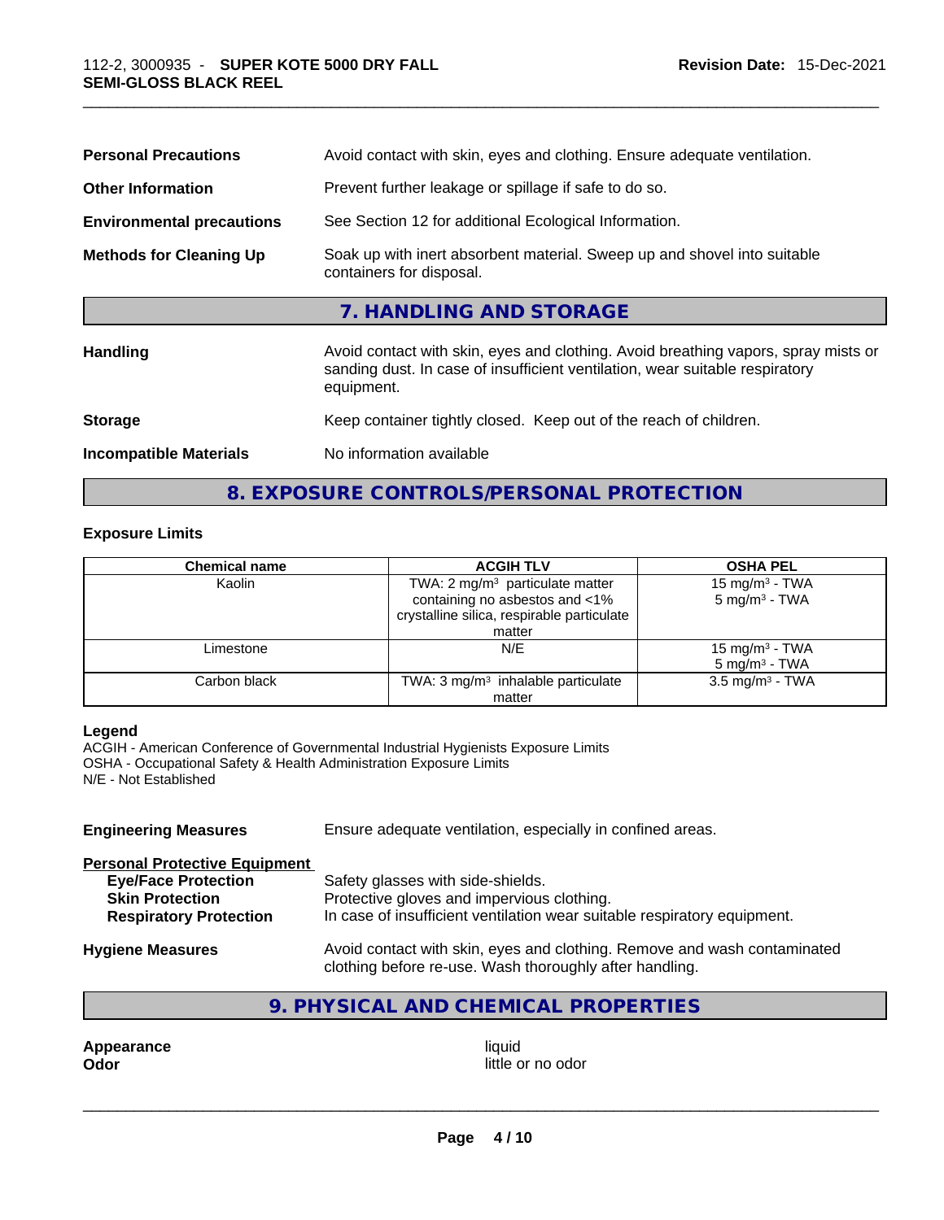| | |
|---|---|
| **Personal Precautions** | Avoid contact with skin, eyes and clothing. Ensure adequate ventilation. |
| **Other Information** | Prevent further leakage or spillage if safe to do so. |
| **Environmental precautions** | See Section 12 for additional Ecological Information. |
| **Methods for Cleaning Up** | Soak up with inert absorbent material. Sweep up and shovel into suitable containers for disposal. |

## 7. HANDLING AND STORAGE

| | |
|---|---|
| **Handling** | Avoid contact with skin, eyes and clothing. Avoid breathing vapors, spray mists or sanding dust. In case of insufficient ventilation, wear suitable respiratory equipment. |
| **Storage** | Keep container tightly closed. Keep out of the reach of children. |
| **Incompatible Materials** | No information available |

## 8. EXPOSURE CONTROLS/PERSONAL PROTECTION

### Exposure Limits

| Chemical name | ACGIH TLV | OSHA PEL |
|---|---|---|
| Kaolin | TWA: 2 mg/m³ particulate matter containing no asbestos and <1% crystalline silica, respirable particulate matter | 15 mg/m³ - TWA<br>5 mg/m³ - TWA |
| Limestone | N/E | 15 mg/m³ - TWA<br>5 mg/m³ - TWA |
| Carbon black | TWA: 3 mg/m³ inhalable particulate matter | 3.5 mg/m³ - TWA |

**Legend**
ACGIH - American Conference of Governmental Industrial Hygienists Exposure Limits
OSHA - Occupational Safety & Health Administration Exposure Limits
N/E - Not Established

**Engineering Measures** Ensure adequate ventilation, especially in confined areas.

**Personal Protective Equipment**

- **Eye/Face Protection** Safety glasses with side-shields.
- **Skin Protection** Protective gloves and impervious clothing.
- **Respiratory Protection** In case of insufficient ventilation wear suitable respiratory equipment.

**Hygiene Measures** Avoid contact with skin, eyes and clothing. Remove and wash contaminated clothing before re-use. Wash thoroughly after handling.

## 9. PHYSICAL AND CHEMICAL PROPERTIES

| | |
|---|---|
| **Appearance** | liquid |
| **Odor** | little or no odor |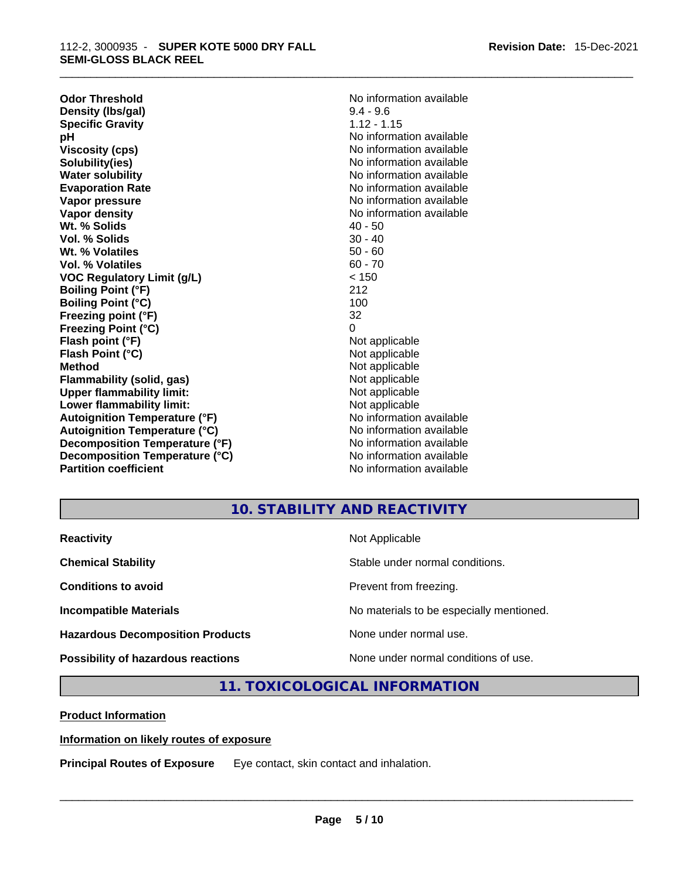| | |
|---|---|
| **Odor Threshold** | No information available |
| **Density (lbs/gal)** | 9.4 - 9.6 |
| **Specific Gravity** | 1.12 - 1.15 |
| **pH** | No information available |
| **Viscosity (cps)** | No information available |
| **Solubility(ies)** | No information available |
| **Water solubility** | No information available |
| **Evaporation Rate** | No information available |
| **Vapor pressure** | No information available |
| **Vapor density** | No information available |
| **Wt. % Solids** | 40 - 50 |
| **Vol. % Solids** | 30 - 40 |
| **Wt. % Volatiles** | 50 - 60 |
| **Vol. % Volatiles** | 60 - 70 |
| **VOC Regulatory Limit (g/L)** | < 150 |
| **Boiling Point (°F)** | 212 |
| **Boiling Point (°C)** | 100 |
| **Freezing point (°F)** | 32 |
| **Freezing Point (°C)** | 0 |
| **Flash point (°F)** | Not applicable |
| **Flash Point (°C)** | Not applicable |
| **Method** | Not applicable |
| **Flammability (solid, gas)** | Not applicable |
| **Upper flammability limit:** | Not applicable |
| **Lower flammability limit:** | Not applicable |
| **Autoignition Temperature (°F)** | No information available |
| **Autoignition Temperature (°C)** | No information available |
| **Decomposition Temperature (°F)** | No information available |
| **Decomposition Temperature (°C)** | No information available |
| **Partition coefficient** | No information available |

## 10. STABILITY AND REACTIVITY

| | |
|---|---|
| **Reactivity** | Not Applicable |
| **Chemical Stability** | Stable under normal conditions. |
| **Conditions to avoid** | Prevent from freezing. |
| **Incompatible Materials** | No materials to be especially mentioned. |
| **Hazardous Decomposition Products** | None under normal use. |
| **Possibility of hazardous reactions** | None under normal conditions of use. |

## 11. TOXICOLOGICAL INFORMATION

**Product Information**

**Information on likely routes of exposure**

**Principal Routes of Exposure** Eye contact, skin contact and inhalation.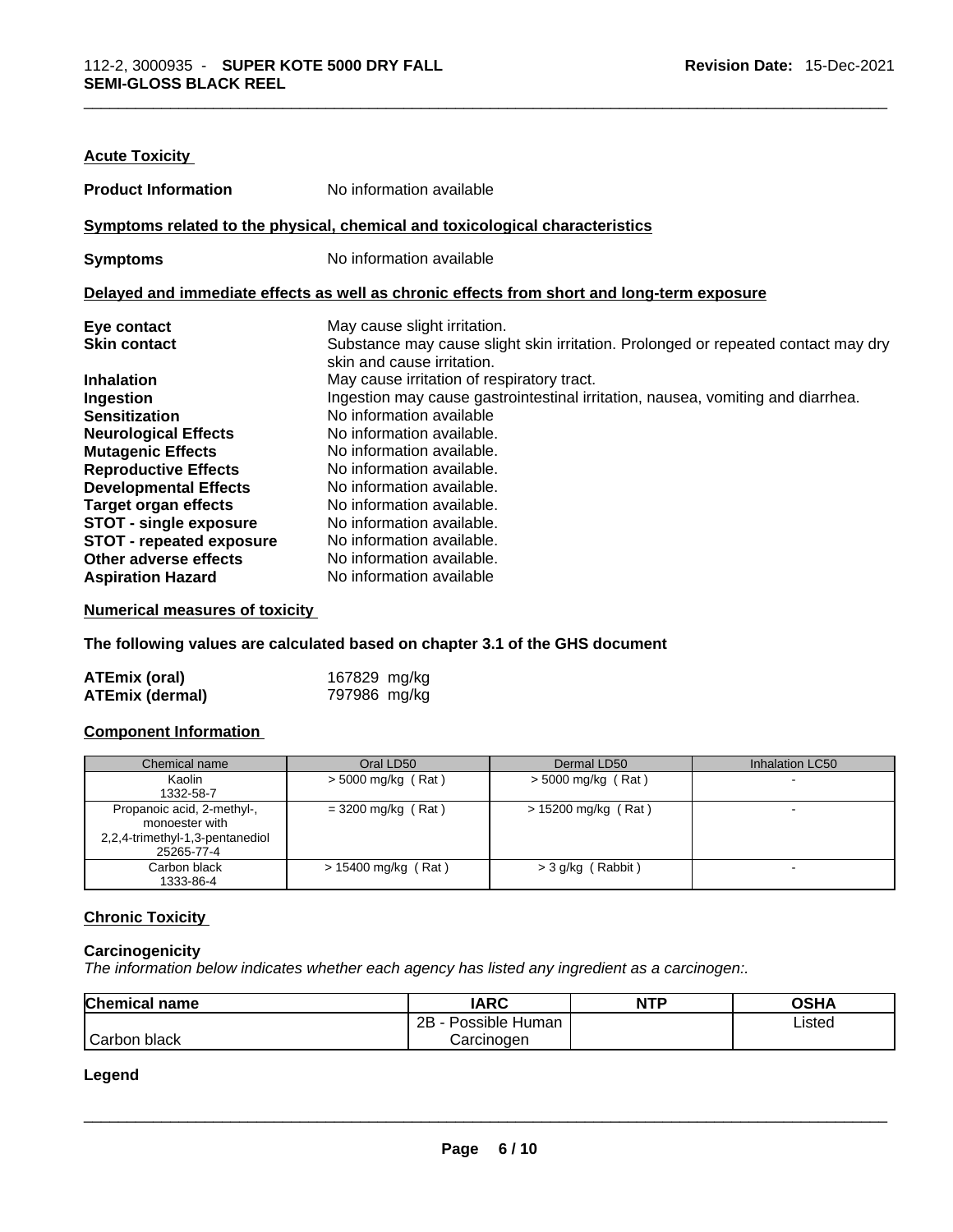**Acute Toxicity**

**Product Information** No information available

**Symptoms related to the physical, chemical and toxicological characteristics**

**Symptoms** No information available

**Delayed and immediate effects as well as chronic effects from short and long-term exposure**

**Eye contact** May cause slight irritation.
**Skin contact** Substance may cause slight skin irritation. Prolonged or repeated contact may dry skin and cause irritation.
**Inhalation** May cause irritation of respiratory tract.
**Ingestion** Ingestion may cause gastrointestinal irritation, nausea, vomiting and diarrhea.
**Sensitization** No information available
**Neurological Effects** No information available.
**Mutagenic Effects** No information available.
**Reproductive Effects** No information available.
**Developmental Effects** No information available.
**Target organ effects** No information available.
**STOT - single exposure** No information available.
**STOT - repeated exposure** No information available.
**Other adverse effects** No information available.
**Aspiration Hazard** No information available

**Numerical measures of toxicity**

**The following values are calculated based on chapter 3.1 of the GHS document**

**ATEmix (oral)** 167829 mg/kg
**ATEmix (dermal)** 797986 mg/kg

**Component Information**

| Chemical name | Oral LD50 | Dermal LD50 | Inhalation LC50 |
|---|---|---|---|
| Kaolin<br>1332-58-7 | > 5000 mg/kg ( Rat ) | > 5000 mg/kg ( Rat ) | - |
| Propanoic acid, 2-methyl-, monoester with 2,2,4-trimethyl-1,3-pentanediol<br>25265-77-4 | = 3200 mg/kg ( Rat ) | > 15200 mg/kg ( Rat ) | - |
| Carbon black<br>1333-86-4 | > 15400 mg/kg ( Rat ) | > 3 g/kg ( Rabbit ) | - |

**Chronic Toxicity**

**Carcinogenicity**

*The information below indicates whether each agency has listed any ingredient as a carcinogen:.*

| Chemical name | IARC | NTP | OSHA |
|---|---|---|---|
| Carbon black | 2B - Possible Human Carcinogen | | Listed |

**Legend**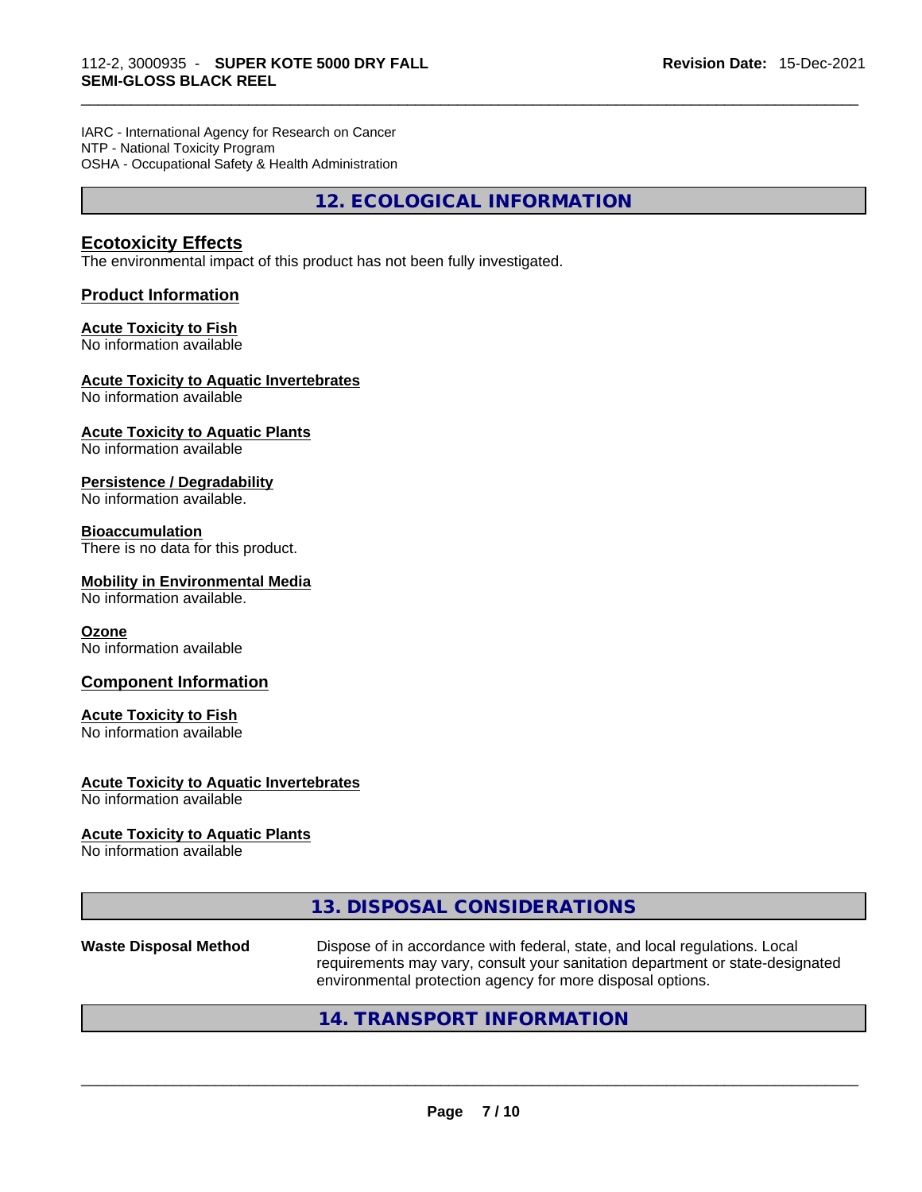IARC - International Agency for Research on Cancer
NTP - National Toxicity Program
OSHA - Occupational Safety & Health Administration

## 12. ECOLOGICAL INFORMATION

### Ecotoxicity Effects

The environmental impact of this product has not been fully investigated.

### Product Information

**Acute Toxicity to Fish**
No information available

**Acute Toxicity to Aquatic Invertebrates**
No information available

**Acute Toxicity to Aquatic Plants**
No information available

**Persistence / Degradability**
No information available.

**Bioaccumulation**
There is no data for this product.

**Mobility in Environmental Media**
No information available.

**Ozone**
No information available

### Component Information

**Acute Toxicity to Fish**
No information available

**Acute Toxicity to Aquatic Invertebrates**
No information available

**Acute Toxicity to Aquatic Plants**
No information available

## 13. DISPOSAL CONSIDERATIONS

**Waste Disposal Method** Dispose of in accordance with federal, state, and local regulations. Local requirements may vary, consult your sanitation department or state-designated environmental protection agency for more disposal options.

## 14. TRANSPORT INFORMATION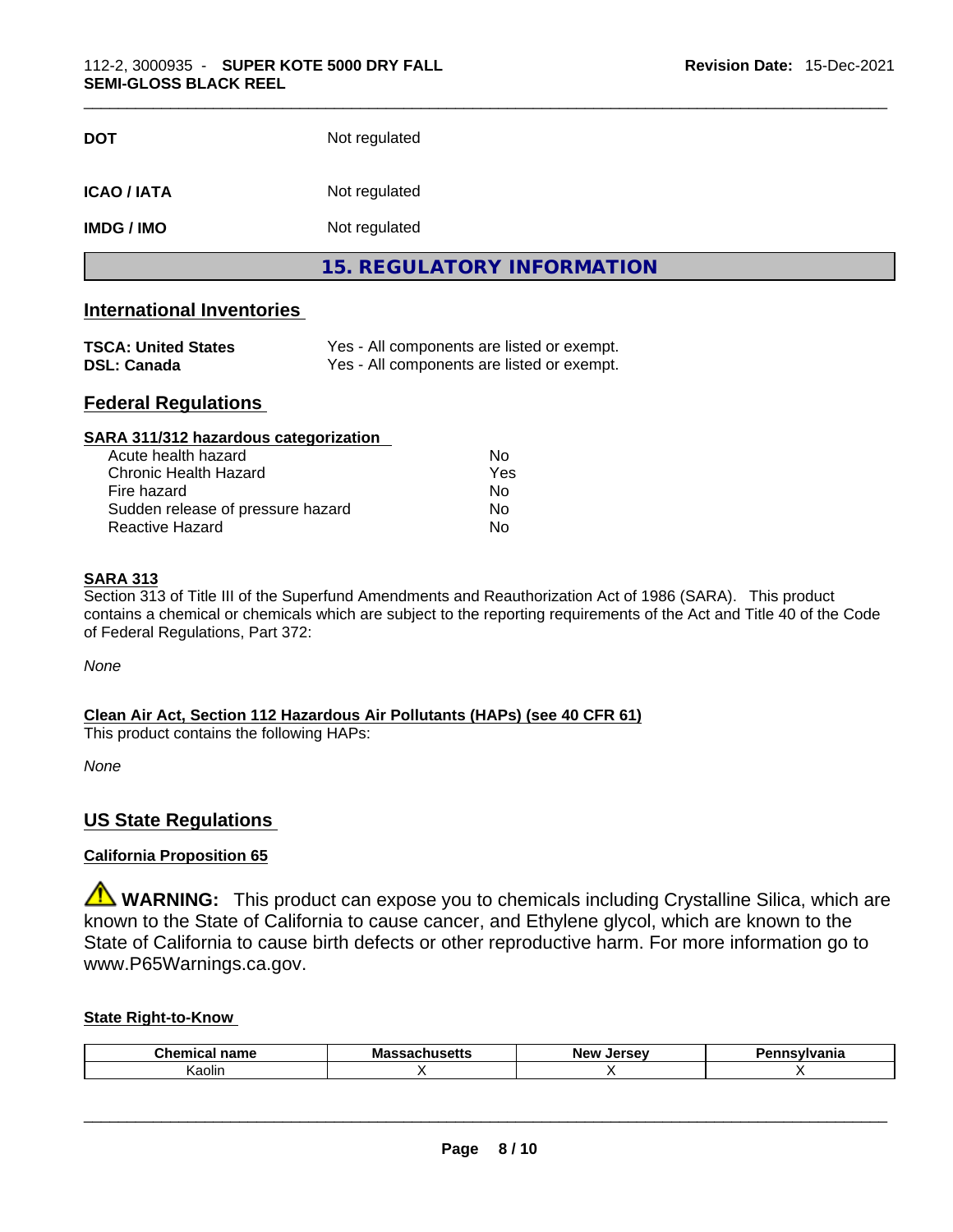| | |
|---|---|
| **DOT** | Not regulated |
| **ICAO / IATA** | Not regulated |
| **IMDG / IMO** | Not regulated |

## 15. REGULATORY INFORMATION

### International Inventories

| | |
|---|---|
| **TSCA: United States** | Yes - All components are listed or exempt. |
| **DSL: Canada** | Yes - All components are listed or exempt. |

### Federal Regulations

**SARA 311/312 hazardous categorization**

| | |
|---|---|
| Acute health hazard | No |
| Chronic Health Hazard | Yes |
| Fire hazard | No |
| Sudden release of pressure hazard | No |
| Reactive Hazard | No |

**SARA 313**

Section 313 of Title III of the Superfund Amendments and Reauthorization Act of 1986 (SARA). This product contains a chemical or chemicals which are subject to the reporting requirements of the Act and Title 40 of the Code of Federal Regulations, Part 372:

*None*

**Clean Air Act, Section 112 Hazardous Air Pollutants (HAPs) (see 40 CFR 61)**

This product contains the following HAPs:

*None*

### US State Regulations

**California Proposition 65**

⚠ **WARNING:** This product can expose you to chemicals including Crystalline Silica, which are known to the State of California to cause cancer, and Ethylene glycol, which are known to the State of California to cause birth defects or other reproductive harm. For more information go to www.P65Warnings.ca.gov.

**State Right-to-Know**

| Chemical name | Massachusetts | New Jersey | Pennsylvania |
|---|---|---|---|
| Kaolin | X | X | X |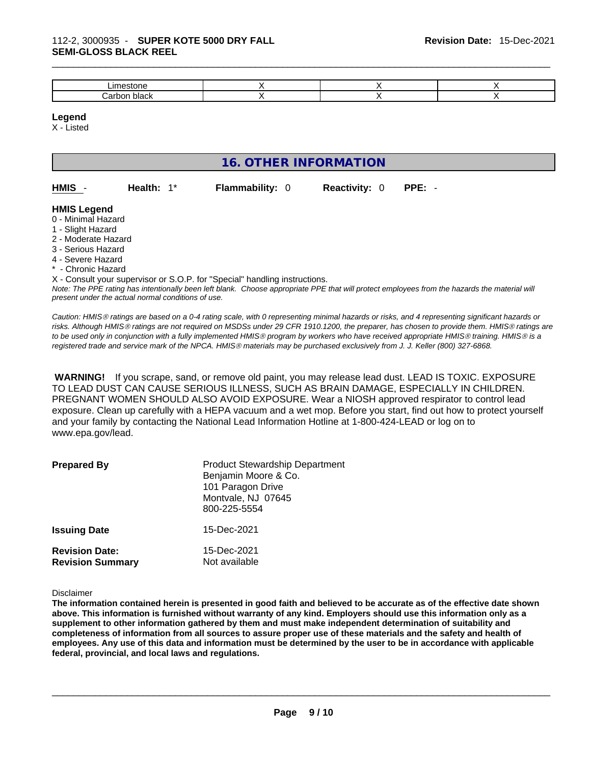| | | | |
|---|---|---|---|
| Limestone | X | X | X |
| Carbon black | X | X | X |

**Legend**

X - Listed

## 16. OTHER INFORMATION

**HMIS** - **Health:** 1* **Flammability:** 0 **Reactivity:** 0 **PPE:** -

**HMIS Legend**

0 - Minimal Hazard
1 - Slight Hazard
2 - Moderate Hazard
3 - Serious Hazard
4 - Severe Hazard
* - Chronic Hazard

X - Consult your supervisor or S.O.P. for "Special" handling instructions.

*Note: The PPE rating has intentionally been left blank. Choose appropriate PPE that will protect employees from the hazards the material will present under the actual normal conditions of use.*

*Caution: HMIS® ratings are based on a 0-4 rating scale, with 0 representing minimal hazards or risks, and 4 representing significant hazards or risks. Although HMIS® ratings are not required on MSDSs under 29 CFR 1910.1200, the preparer, has chosen to provide them. HMIS® ratings are to be used only in conjunction with a fully implemented HMIS® program by workers who have received appropriate HMIS® training. HMIS® is a registered trade and service mark of the NPCA. HMIS® materials may be purchased exclusively from J. J. Keller (800) 327-6868.*

**WARNING!** If you scrape, sand, or remove old paint, you may release lead dust. LEAD IS TOXIC. EXPOSURE TO LEAD DUST CAN CAUSE SERIOUS ILLNESS, SUCH AS BRAIN DAMAGE, ESPECIALLY IN CHILDREN. PREGNANT WOMEN SHOULD ALSO AVOID EXPOSURE. Wear a NIOSH approved respirator to control lead exposure. Clean up carefully with a HEPA vacuum and a wet mop. Before you start, find out how to protect yourself and your family by contacting the National Lead Information Hotline at 1-800-424-LEAD or log on to www.epa.gov/lead.

**Prepared By**
Product Stewardship Department
Benjamin Moore & Co.
101 Paragon Drive
Montvale, NJ 07645
800-225-5554

**Issuing Date** 15-Dec-2021

**Revision Date:** 15-Dec-2021
**Revision Summary** Not available

Disclaimer

**The information contained herein is presented in good faith and believed to be accurate as of the effective date shown above. This information is furnished without warranty of any kind. Employers should use this information only as a supplement to other information gathered by them and must make independent determination of suitability and completeness of information from all sources to assure proper use of these materials and the safety and health of employees. Any use of this data and information must be determined by the user to be in accordance with applicable federal, provincial, and local laws and regulations.**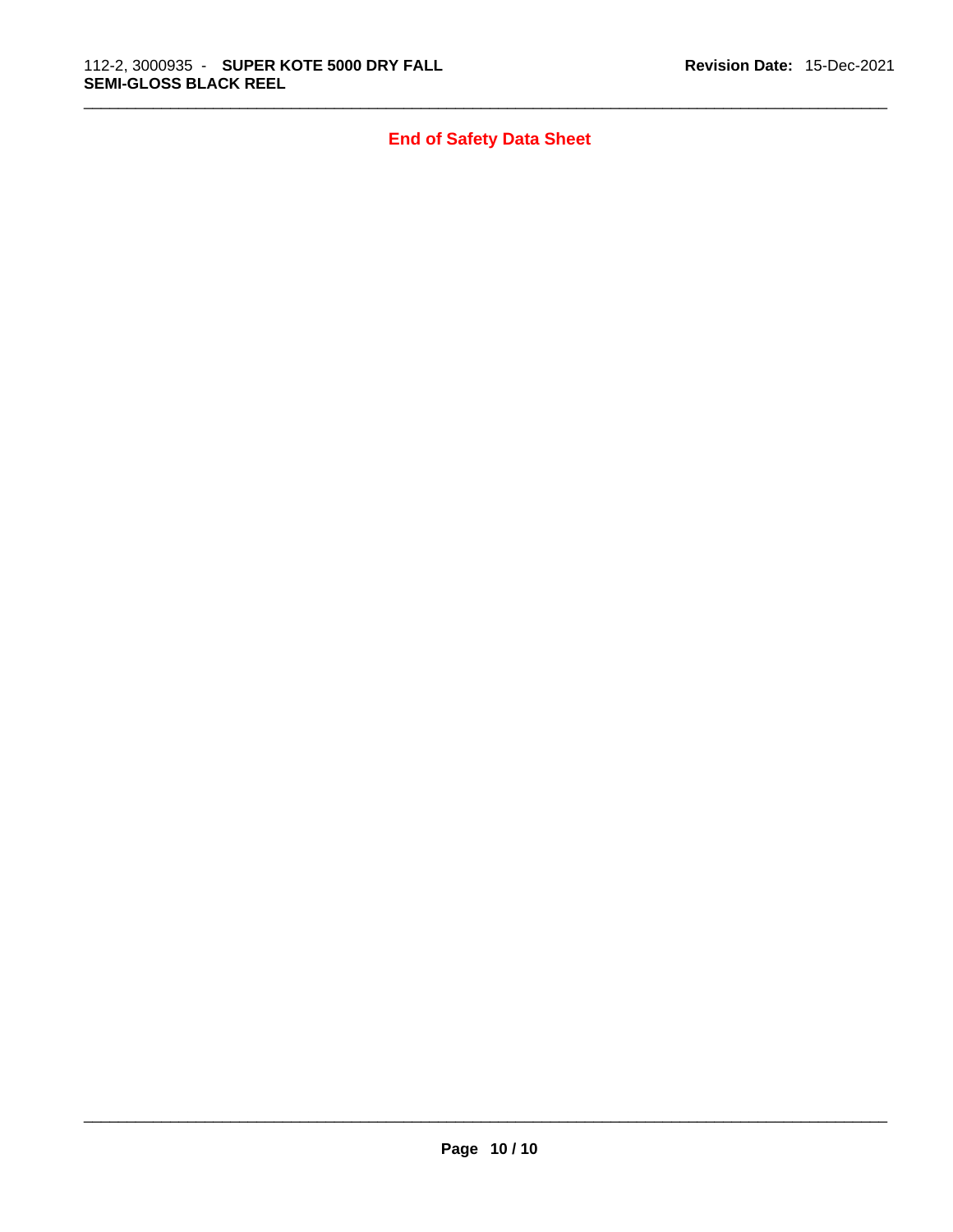**End of Safety Data Sheet**